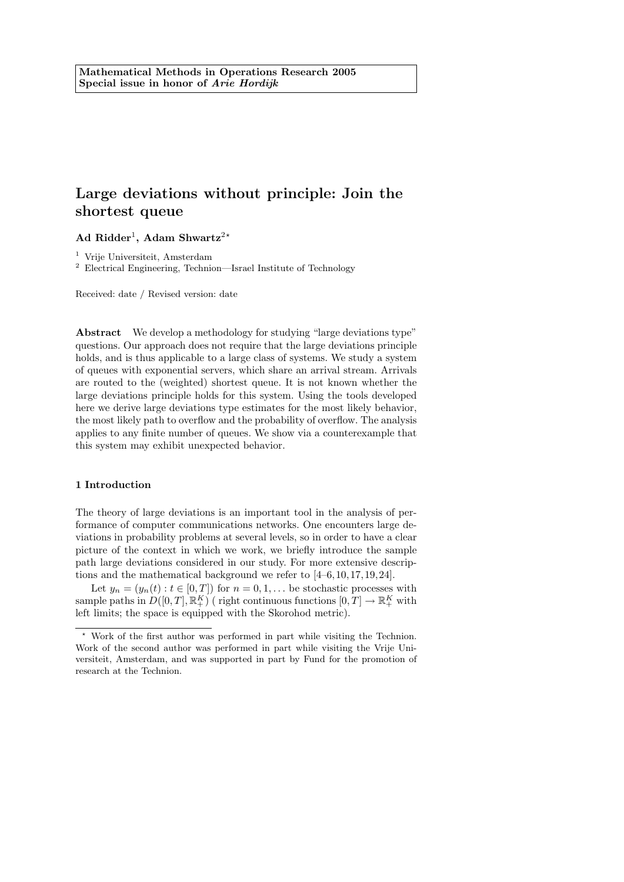**Mathematical Methods in Operations Research 2005**
**Special issue in honor of *Arie Hordijk***

# Large deviations without principle: Join the shortest queue

**Ad Ridder**[1], **Adam Shwartz**[2]*

[1] Vrije Universiteit, Amsterdam

[2] Electrical Engineering, Technion—Israel Institute of Technology

Received: date / Revised version: date

**Abstract** We develop a methodology for studying "large deviations type" questions. Our approach does not require that the large deviations principle holds, and is thus applicable to a large class of systems. We study a system of queues with exponential servers, which share an arrival stream. Arrivals are routed to the (weighted) shortest queue. It is not known whether the large deviations principle holds for this system. Using the tools developed here we derive large deviations type estimates for the most likely behavior, the most likely path to overflow and the probability of overflow. The analysis applies to any finite number of queues. We show via a counterexample that this system may exhibit unexpected behavior.

## 1 Introduction

The theory of large deviations is an important tool in the analysis of performance of computer communications networks. One encounters large deviations in probability problems at several levels, so in order to have a clear picture of the context in which we work, we briefly introduce the sample path large deviations considered in our study. For more extensive descriptions and the mathematical background we refer to [4–6, 10, 17, 19, 24].

Let $y_n = (y_n(t) : t \in [0, T])$ for $n = 0, 1, \ldots$ be stochastic processes with sample paths in $D([0, T], \mathbb{R}_+^K)$ ( right continuous functions $[0, T] \to \mathbb{R}_+^K$ with left limits; the space is equipped with the Skorohod metric).

* Work of the first author was performed in part while visiting the Technion. Work of the second author was performed in part while visiting the Vrije Universiteit, Amsterdam, and was supported in part by Fund for the promotion of research at the Technion.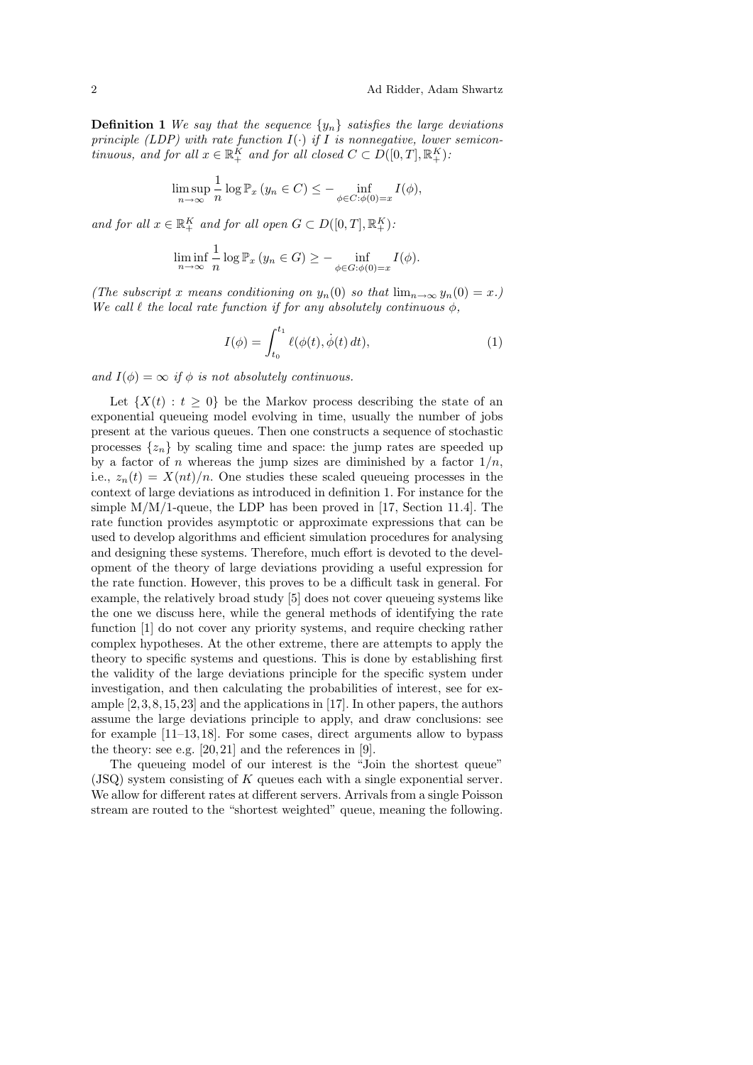**Definition 1** *We say that the sequence $\{y_n\}$ satisfies the large deviations principle (LDP) with rate function $I(\cdot)$ if $I$ is nonnegative, lower semicontinuous, and for all $x \in \mathbb{R}_+^K$ and for all closed $C \subset D([0,T], \mathbb{R}_+^K)$:*

$$\limsup_{n\to\infty} \frac{1}{n} \log \mathbb{P}_x \left( y_n \in C \right) \leq - \inf_{\phi \in C: \phi(0)=x} I(\phi),$$

*and for all $x \in \mathbb{R}_+^K$ and for all open $G \subset D([0,T], \mathbb{R}_+^K)$:*

$$\liminf_{n\to\infty} \frac{1}{n} \log \mathbb{P}_x \left( y_n \in G \right) \geq - \inf_{\phi \in G: \phi(0)=x} I(\phi).$$

*(The subscript $x$ means conditioning on $y_n(0)$ so that $\lim_{n\to\infty} y_n(0) = x$.) We call $\ell$ the local rate function if for any absolutely continuous $\phi$,*

$$I(\phi) = \int_{t_0}^{t_1} \ell(\phi(t), \dot{\phi}(t)\, dt), \tag{1}$$

*and $I(\phi) = \infty$ if $\phi$ is not absolutely continuous.*

Let $\{X(t) : t \geq 0\}$ be the Markov process describing the state of an exponential queueing model evolving in time, usually the number of jobs present at the various queues. Then one constructs a sequence of stochastic processes $\{z_n\}$ by scaling time and space: the jump rates are speeded up by a factor of $n$ whereas the jump sizes are diminished by a factor $1/n$, i.e., $z_n(t) = X(nt)/n$. One studies these scaled queueing processes in the context of large deviations as introduced in definition 1. For instance for the simple M/M/1-queue, the LDP has been proved in [17, Section 11.4]. The rate function provides asymptotic or approximate expressions that can be used to develop algorithms and efficient simulation procedures for analysing and designing these systems. Therefore, much effort is devoted to the development of the theory of large deviations providing a useful expression for the rate function. However, this proves to be a difficult task in general. For example, the relatively broad study [5] does not cover queueing systems like the one we discuss here, while the general methods of identifying the rate function [1] do not cover any priority systems, and require checking rather complex hypotheses. At the other extreme, there are attempts to apply the theory to specific systems and questions. This is done by establishing first the validity of the large deviations principle for the specific system under investigation, and then calculating the probabilities of interest, see for example [2,3,8,15,23] and the applications in [17]. In other papers, the authors assume the large deviations principle to apply, and draw conclusions: see for example [11–13,18]. For some cases, direct arguments allow to bypass the theory: see e.g. [20,21] and the references in [9].

The queueing model of our interest is the "Join the shortest queue" (JSQ) system consisting of $K$ queues each with a single exponential server. We allow for different rates at different servers. Arrivals from a single Poisson stream are routed to the "shortest weighted" queue, meaning the following.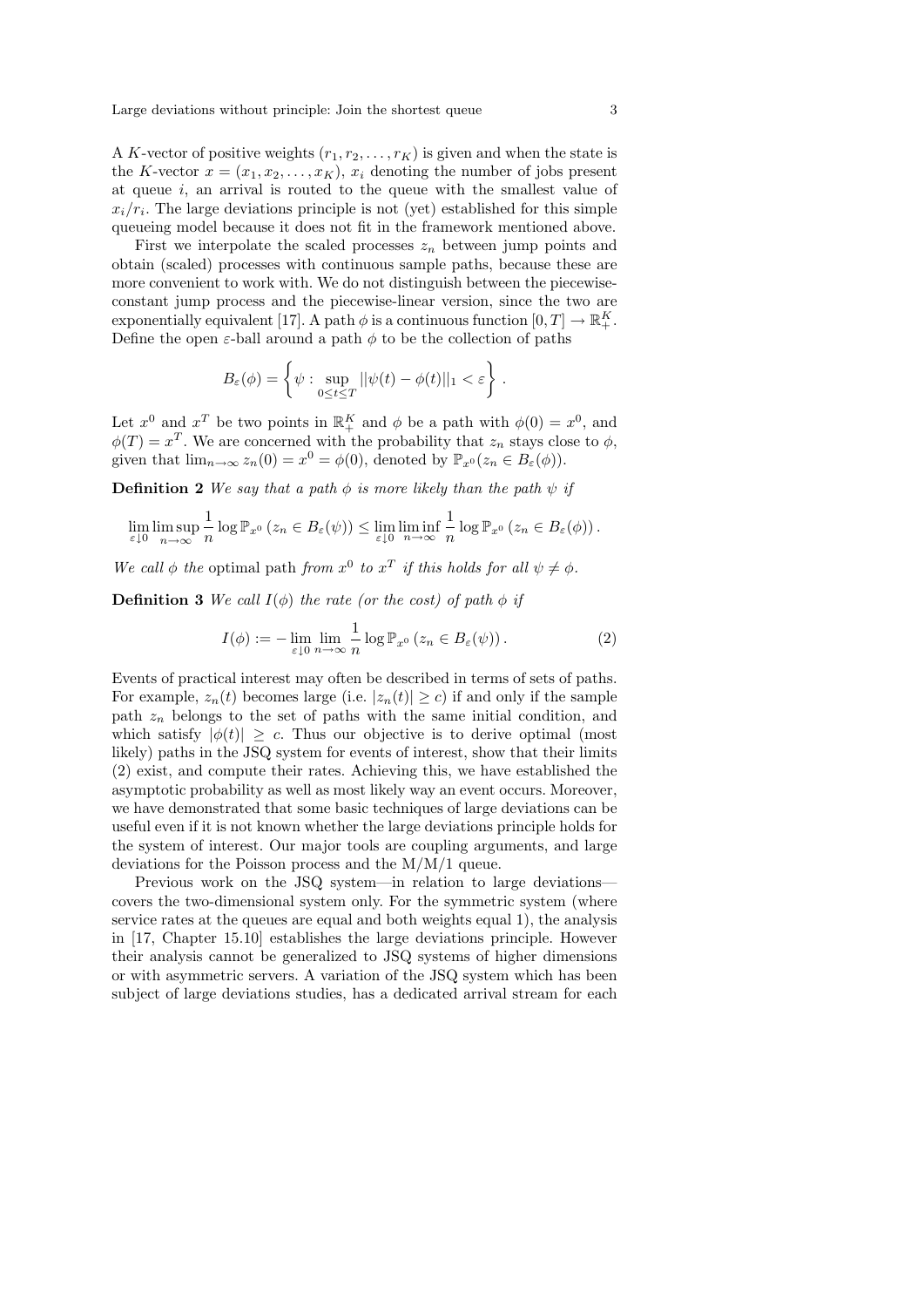A $K$-vector of positive weights $(r_1, r_2, \ldots, r_K)$ is given and when the state is the $K$-vector $x = (x_1, x_2, \ldots, x_K)$, $x_i$ denoting the number of jobs present at queue $i$, an arrival is routed to the queue with the smallest value of $x_i/r_i$. The large deviations principle is not (yet) established for this simple queueing model because it does not fit in the framework mentioned above.

First we interpolate the scaled processes $z_n$ between jump points and obtain (scaled) processes with continuous sample paths, because these are more convenient to work with. We do not distinguish between the piecewise-constant jump process and the piecewise-linear version, since the two are exponentially equivalent [17]. A path $\phi$ is a continuous function $[0, T] \to \mathbb{R}_+^K$. Define the open $\varepsilon$-ball around a path $\phi$ to be the collection of paths

$$B_\varepsilon(\phi) = \left\{ \psi : \sup_{0 \le t \le T} ||\psi(t) - \phi(t)||_1 < \varepsilon \right\}.$$

Let $x^0$ and $x^T$ be two points in $\mathbb{R}_+^K$ and $\phi$ be a path with $\phi(0) = x^0$, and $\phi(T) = x^T$. We are concerned with the probability that $z_n$ stays close to $\phi$, given that $\lim_{n\to\infty} z_n(0) = x^0 = \phi(0)$, denoted by $\mathbb{P}_{x^0}(z_n \in B_\varepsilon(\phi))$.

**Definition 2** *We say that a path $\phi$ is more likely than the path $\psi$ if*

$$\lim_{\varepsilon \downarrow 0} \limsup_{n\to\infty} \frac{1}{n} \log \mathbb{P}_{x^0}\left(z_n \in B_\varepsilon(\psi)\right) \le \lim_{\varepsilon \downarrow 0} \liminf_{n\to\infty} \frac{1}{n} \log \mathbb{P}_{x^0}\left(z_n \in B_\varepsilon(\phi)\right).$$

*We call $\phi$ the* optimal path *from $x^0$ to $x^T$ if this holds for all $\psi \neq \phi$.*

**Definition 3** *We call $I(\phi)$ the rate (or the cost) of path $\phi$ if*

$$I(\phi) := -\lim_{\varepsilon \downarrow 0} \lim_{n\to\infty} \frac{1}{n} \log \mathbb{P}_{x^0}\left(z_n \in B_\varepsilon(\psi)\right). \tag{2}$$

Events of practical interest may often be described in terms of sets of paths. For example, $z_n(t)$ becomes large (i.e. $|z_n(t)| \ge c$) if and only if the sample path $z_n$ belongs to the set of paths with the same initial condition, and which satisfy $|\phi(t)| \ge c$. Thus our objective is to derive optimal (most likely) paths in the JSQ system for events of interest, show that their limits (2) exist, and compute their rates. Achieving this, we have established the asymptotic probability as well as most likely way an event occurs. Moreover, we have demonstrated that some basic techniques of large deviations can be useful even if it is not known whether the large deviations principle holds for the system of interest. Our major tools are coupling arguments, and large deviations for the Poisson process and the M/M/1 queue.

Previous work on the JSQ system—in relation to large deviations—covers the two-dimensional system only. For the symmetric system (where service rates at the queues are equal and both weights equal 1), the analysis in [17, Chapter 15.10] establishes the large deviations principle. However their analysis cannot be generalized to JSQ systems of higher dimensions or with asymmetric servers. A variation of the JSQ system which has been subject of large deviations studies, has a dedicated arrival stream for each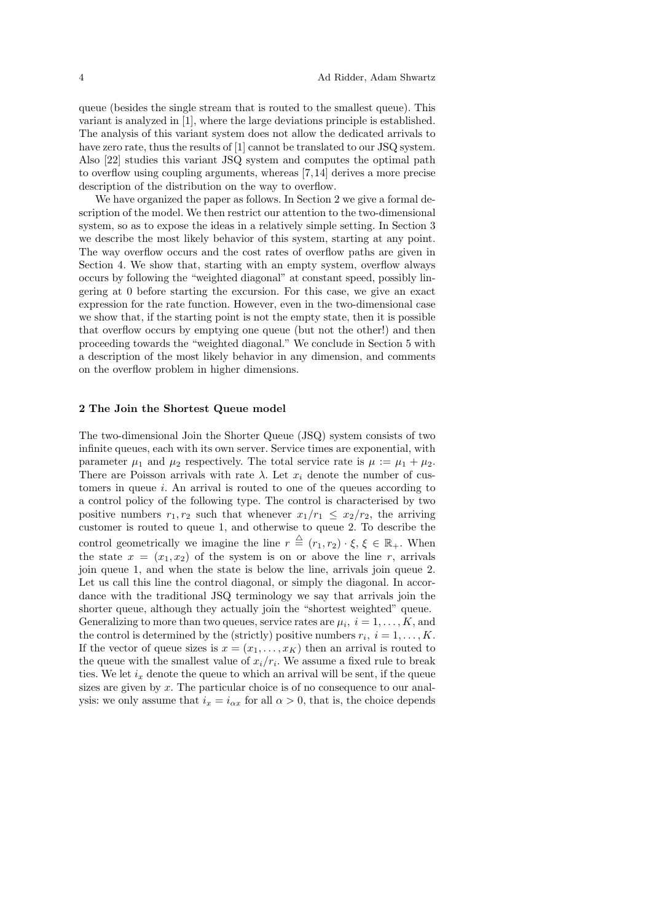queue (besides the single stream that is routed to the smallest queue). This variant is analyzed in [1], where the large deviations principle is established. The analysis of this variant system does not allow the dedicated arrivals to have zero rate, thus the results of [1] cannot be translated to our JSQ system. Also [22] studies this variant JSQ system and computes the optimal path to overflow using coupling arguments, whereas [7,14] derives a more precise description of the distribution on the way to overflow.

We have organized the paper as follows. In Section 2 we give a formal description of the model. We then restrict our attention to the two-dimensional system, so as to expose the ideas in a relatively simple setting. In Section 3 we describe the most likely behavior of this system, starting at any point. The way overflow occurs and the cost rates of overflow paths are given in Section 4. We show that, starting with an empty system, overflow always occurs by following the "weighted diagonal" at constant speed, possibly lingering at 0 before starting the excursion. For this case, we give an exact expression for the rate function. However, even in the two-dimensional case we show that, if the starting point is not the empty state, then it is possible that overflow occurs by emptying one queue (but not the other!) and then proceeding towards the "weighted diagonal." We conclude in Section 5 with a description of the most likely behavior in any dimension, and comments on the overflow problem in higher dimensions.

## 2 The Join the Shortest Queue model

The two-dimensional Join the Shorter Queue (JSQ) system consists of two infinite queues, each with its own server. Service times are exponential, with parameter $\mu_1$ and $\mu_2$ respectively. The total service rate is $\mu := \mu_1 + \mu_2$. There are Poisson arrivals with rate $\lambda$. Let $x_i$ denote the number of customers in queue $i$. An arrival is routed to one of the queues according to a control policy of the following type. The control is characterised by two positive numbers $r_1, r_2$ such that whenever $x_1/r_1 \leq x_2/r_2$, the arriving customer is routed to queue 1, and otherwise to queue 2. To describe the control geometrically we imagine the line $r \stackrel{\triangle}{=} (r_1, r_2) \cdot \xi$, $\xi \in \mathbb{R}_+$. When the state $x = (x_1, x_2)$ of the system is on or above the line $r$, arrivals join queue 1, and when the state is below the line, arrivals join queue 2. Let us call this line the control diagonal, or simply the diagonal. In accordance with the traditional JSQ terminology we say that arrivals join the shorter queue, although they actually join the "shortest weighted" queue. Generalizing to more than two queues, service rates are $\mu_i$, $i = 1, \ldots, K$, and the control is determined by the (strictly) positive numbers $r_i$, $i = 1, \ldots, K$. If the vector of queue sizes is $x = (x_1, \ldots, x_K)$ then an arrival is routed to the queue with the smallest value of $x_i/r_i$. We assume a fixed rule to break ties. We let $i_x$ denote the queue to which an arrival will be sent, if the queue sizes are given by $x$. The particular choice is of no consequence to our analysis: we only assume that $i_x = i_{\alpha x}$ for all $\alpha > 0$, that is, the choice depends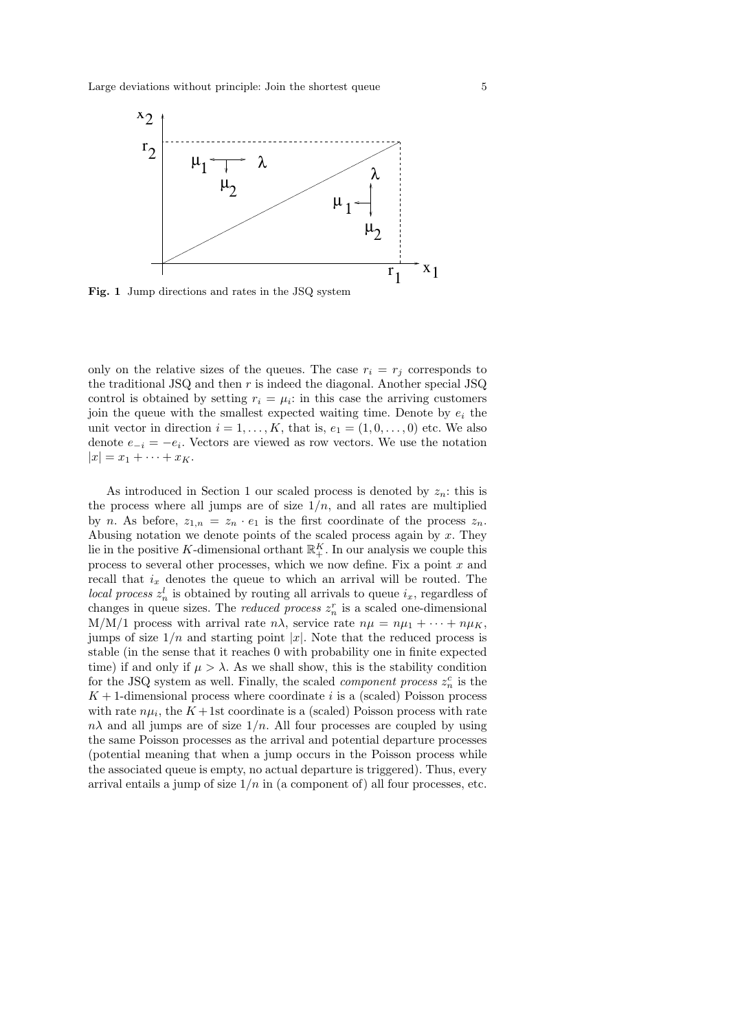**Fig. 1** Jump directions and rates in the JSQ system

only on the relative sizes of the queues. The case $r_i = r_j$ corresponds to the traditional JSQ and then $r$ is indeed the diagonal. Another special JSQ control is obtained by setting $r_i = \mu_i$: in this case the arriving customers join the queue with the smallest expected waiting time. Denote by $e_i$ the unit vector in direction $i = 1, \dots, K$, that is, $e_1 = (1, 0, \dots, 0)$ etc. We also denote $e_{-i} = -e_i$. Vectors are viewed as row vectors. We use the notation $|x| = x_1 + \cdots + x_K$.

As introduced in Section 1 our scaled process is denoted by $z_n$: this is the process where all jumps are of size $1/n$, and all rates are multiplied by $n$. As before, $z_{1,n} = z_n \cdot e_1$ is the first coordinate of the process $z_n$. Abusing notation we denote points of the scaled process again by $x$. They lie in the positive $K$-dimensional orthant $\mathbb{R}_+^K$. In our analysis we couple this process to several other processes, which we now define. Fix a point $x$ and recall that $i_x$ denotes the queue to which an arrival will be routed. The *local process* $z_n^l$ is obtained by routing all arrivals to queue $i_x$, regardless of changes in queue sizes. The *reduced process* $z_n^r$ is a scaled one-dimensional M/M/1 process with arrival rate $n\lambda$, service rate $n\mu = n\mu_1 + \cdots + n\mu_K$, jumps of size $1/n$ and starting point $|x|$. Note that the reduced process is stable (in the sense that it reaches 0 with probability one in finite expected time) if and only if $\mu > \lambda$. As we shall show, this is the stability condition for the JSQ system as well. Finally, the scaled *component process* $z_n^c$ is the $K+1$-dimensional process where coordinate $i$ is a (scaled) Poisson process with rate $n\mu_i$, the $K+1$st coordinate is a (scaled) Poisson process with rate $n\lambda$ and all jumps are of size $1/n$. All four processes are coupled by using the same Poisson processes as the arrival and potential departure processes (potential meaning that when a jump occurs in the Poisson process while the associated queue is empty, no actual departure is triggered). Thus, every arrival entails a jump of size $1/n$ in (a component of) all four processes, etc.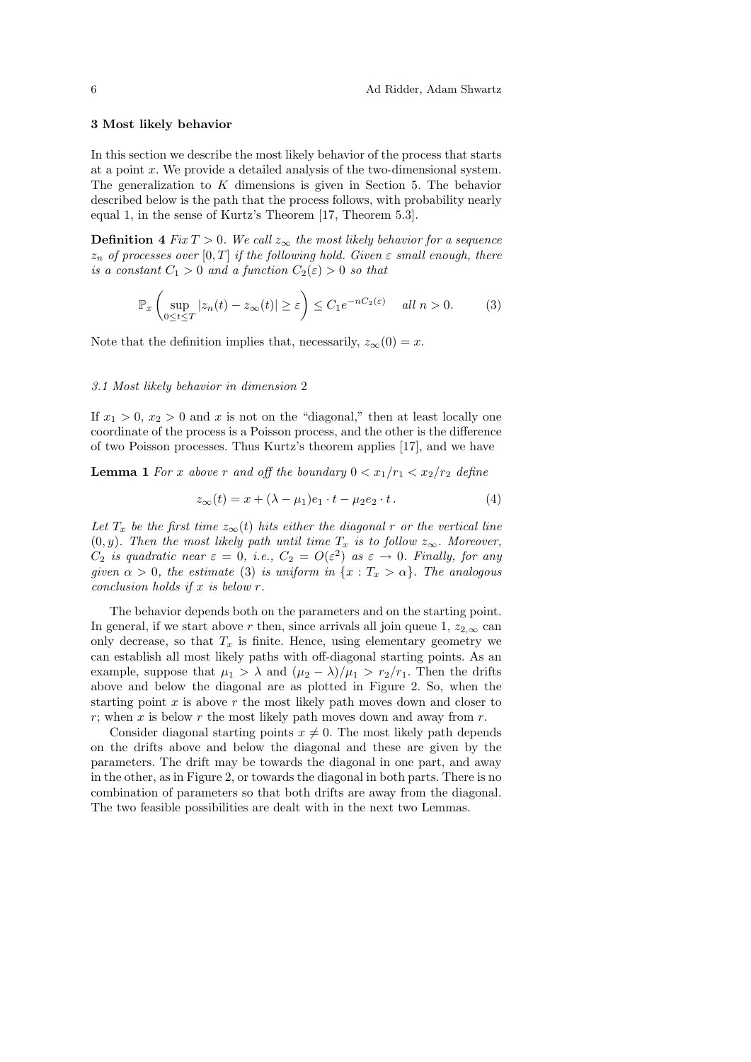## 3 Most likely behavior

In this section we describe the most likely behavior of the process that starts at a point $x$. We provide a detailed analysis of the two-dimensional system. The generalization to $K$ dimensions is given in Section 5. The behavior described below is the path that the process follows, with probability nearly equal 1, in the sense of Kurtz's Theorem [17, Theorem 5.3].

**Definition 4** *Fix $T > 0$. We call $z_\infty$ the most likely behavior for a sequence $z_n$ of processes over $[0, T]$ if the following hold. Given $\varepsilon$ small enough, there is a constant $C_1 > 0$ and a function $C_2(\varepsilon) > 0$ so that*

$$\mathbb{P}_x \left( \sup_{0 \le t \le T} |z_n(t) - z_\infty(t)| \ge \varepsilon \right) \le C_1 e^{-nC_2(\varepsilon)} \quad \text{all } n > 0. \tag{3}$$

Note that the definition implies that, necessarily, $z_\infty(0) = x$.

### 3.1 Most likely behavior in dimension 2

If $x_1 > 0$, $x_2 > 0$ and $x$ is not on the "diagonal," then at least locally one coordinate of the process is a Poisson process, and the other is the difference of two Poisson processes. Thus Kurtz's theorem applies [17], and we have

**Lemma 1** *For $x$ above $r$ and off the boundary $0 < x_1/r_1 < x_2/r_2$ define*

$$z_\infty(t) = x + (\lambda - \mu_1)e_1 \cdot t - \mu_2 e_2 \cdot t\,. \tag{4}$$

*Let $T_x$ be the first time $z_\infty(t)$ hits either the diagonal $r$ or the vertical line $(0, y)$. Then the most likely path until time $T_x$ is to follow $z_\infty$. Moreover, $C_2$ is quadratic near $\varepsilon = 0$, i.e., $C_2 = O(\varepsilon^2)$ as $\varepsilon \to 0$. Finally, for any given $\alpha > 0$, the estimate (3) is uniform in $\{x : T_x > \alpha\}$. The analogous conclusion holds if $x$ is below $r$.*

The behavior depends both on the parameters and on the starting point. In general, if we start above $r$ then, since arrivals all join queue 1, $z_{2,\infty}$ can only decrease, so that $T_x$ is finite. Hence, using elementary geometry we can establish all most likely paths with off-diagonal starting points. As an example, suppose that $\mu_1 > \lambda$ and $(\mu_2 - \lambda)/\mu_1 > r_2/r_1$. Then the drifts above and below the diagonal are as plotted in Figure 2. So, when the starting point $x$ is above $r$ the most likely path moves down and closer to $r$; when $x$ is below $r$ the most likely path moves down and away from $r$.

Consider diagonal starting points $x \ne 0$. The most likely path depends on the drifts above and below the diagonal and these are given by the parameters. The drift may be towards the diagonal in one part, and away in the other, as in Figure 2, or towards the diagonal in both parts. There is no combination of parameters so that both drifts are away from the diagonal. The two feasible possibilities are dealt with in the next two Lemmas.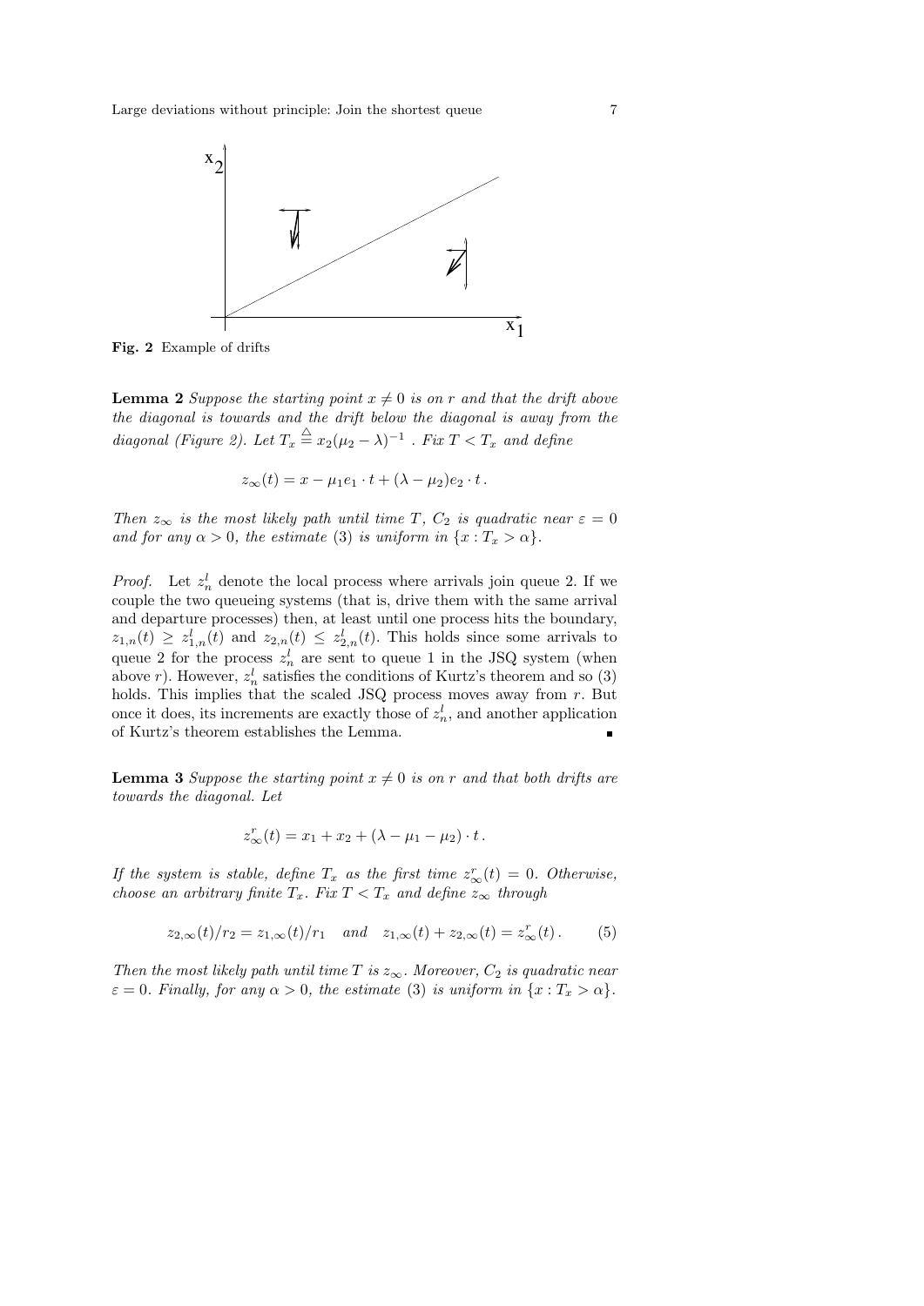**Fig. 2** Example of drifts

**Lemma 2** *Suppose the starting point $x \neq 0$ is on $r$ and that the drift above the diagonal is towards and the drift below the diagonal is away from the diagonal (Figure 2). Let $T_x \stackrel{\triangle}{=} x_2(\mu_2 - \lambda)^{-1}$ . Fix $T < T_x$ and define*

$$z_\infty(t) = x - \mu_1 e_1 \cdot t + (\lambda - \mu_2) e_2 \cdot t \,.$$

*Then $z_\infty$ is the most likely path until time $T$, $C_2$ is quadratic near $\varepsilon = 0$ and for any $\alpha > 0$, the estimate (3) is uniform in $\{x : T_x > \alpha\}$.*

*Proof.* Let $z_n^l$ denote the local process where arrivals join queue 2. If we couple the two queueing systems (that is, drive them with the same arrival and departure processes) then, at least until one process hits the boundary, $z_{1,n}(t) \geq z_{1,n}^l(t)$ and $z_{2,n}(t) \leq z_{2,n}^l(t)$. This holds since some arrivals to queue 2 for the process $z_n^l$ are sent to queue 1 in the JSQ system (when above $r$). However, $z_n^l$ satisfies the conditions of Kurtz's theorem and so (3) holds. This implies that the scaled JSQ process moves away from $r$. But once it does, its increments are exactly those of $z_n^l$, and another application of Kurtz's theorem establishes the Lemma. ∎

**Lemma 3** *Suppose the starting point $x \neq 0$ is on $r$ and that both drifts are towards the diagonal. Let*

$$z_\infty^r(t) = x_1 + x_2 + (\lambda - \mu_1 - \mu_2) \cdot t \,.$$

*If the system is stable, define $T_x$ as the first time $z_\infty^r(t) = 0$. Otherwise, choose an arbitrary finite $T_x$. Fix $T < T_x$ and define $z_\infty$ through*

$$z_{2,\infty}(t)/r_2 = z_{1,\infty}(t)/r_1 \quad \text{and} \quad z_{1,\infty}(t) + z_{2,\infty}(t) = z_\infty^r(t) \,. \tag{5}$$

*Then the most likely path until time $T$ is $z_\infty$. Moreover, $C_2$ is quadratic near $\varepsilon = 0$. Finally, for any $\alpha > 0$, the estimate (3) is uniform in $\{x : T_x > \alpha\}$.*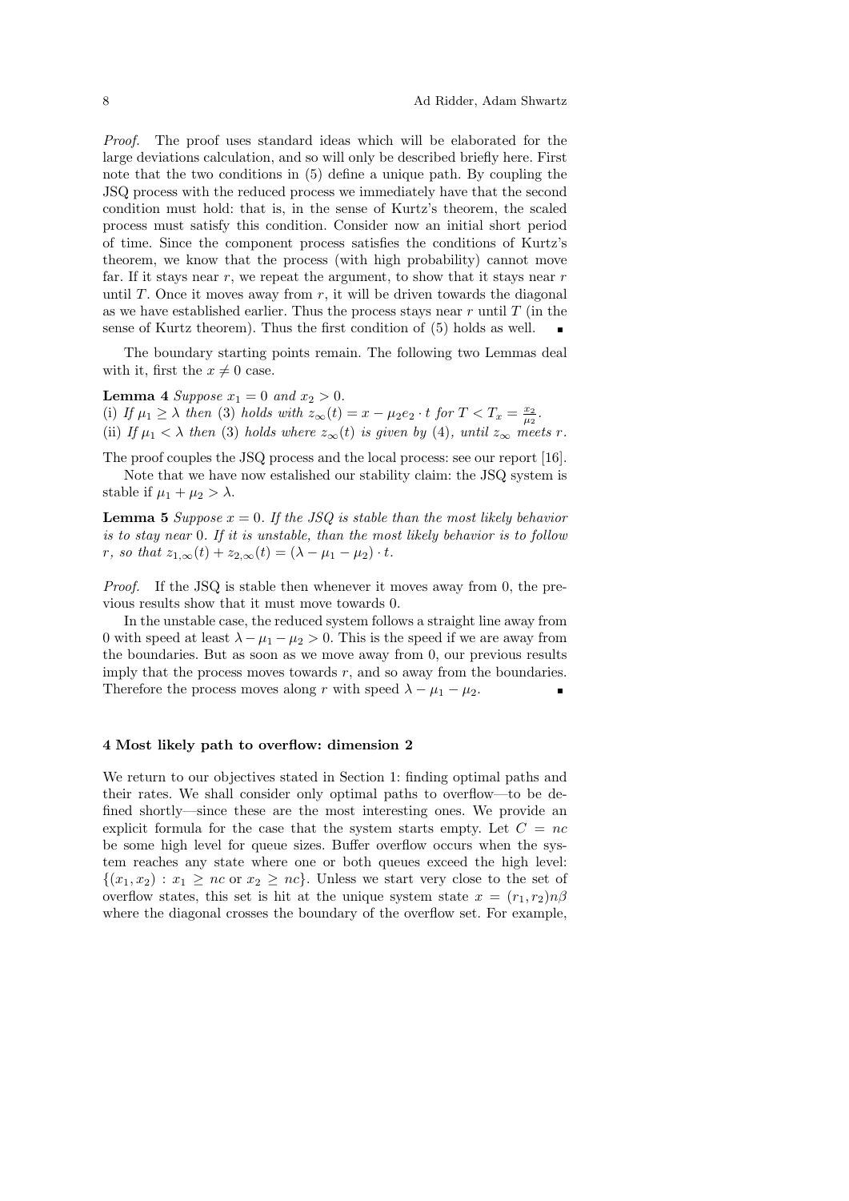*Proof.* The proof uses standard ideas which will be elaborated for the large deviations calculation, and so will only be described briefly here. First note that the two conditions in (5) define a unique path. By coupling the JSQ process with the reduced process we immediately have that the second condition must hold: that is, in the sense of Kurtz's theorem, the scaled process must satisfy this condition. Consider now an initial short period of time. Since the component process satisfies the conditions of Kurtz's theorem, we know that the process (with high probability) cannot move far. If it stays near $r$, we repeat the argument, to show that it stays near $r$ until $T$. Once it moves away from $r$, it will be driven towards the diagonal as we have established earlier. Thus the process stays near $r$ until $T$ (in the sense of Kurtz theorem). Thus the first condition of (5) holds as well. ∎

The boundary starting points remain. The following two Lemmas deal with it, first the $x \neq 0$ case.

**Lemma 4** *Suppose $x_1 = 0$ and $x_2 > 0$.*
*(i) If $\mu_1 \geq \lambda$ then (3) holds with $z_\infty(t) = x - \mu_2 e_2 \cdot t$ for $T < T_x = \frac{x_2}{\mu_2}$.*
*(ii) If $\mu_1 < \lambda$ then (3) holds where $z_\infty(t)$ is given by (4), until $z_\infty$ meets $r$.*

The proof couples the JSQ process and the local process: see our report [16].

Note that we have now estalished our stability claim: the JSQ system is stable if $\mu_1 + \mu_2 > \lambda$.

**Lemma 5** *Suppose $x = 0$. If the JSQ is stable than the most likely behavior is to stay near 0. If it is unstable, than the most likely behavior is to follow $r$, so that $z_{1,\infty}(t) + z_{2,\infty}(t) = (\lambda - \mu_1 - \mu_2) \cdot t$.*

*Proof.* If the JSQ is stable then whenever it moves away from 0, the previous results show that it must move towards 0.

In the unstable case, the reduced system follows a straight line away from 0 with speed at least $\lambda - \mu_1 - \mu_2 > 0$. This is the speed if we are away from the boundaries. But as soon as we move away from 0, our previous results imply that the process moves towards $r$, and so away from the boundaries. Therefore the process moves along $r$ with speed $\lambda - \mu_1 - \mu_2$. ∎

## 4 Most likely path to overflow: dimension 2

We return to our objectives stated in Section 1: finding optimal paths and their rates. We shall consider only optimal paths to overflow—to be defined shortly—since these are the most interesting ones. We provide an explicit formula for the case that the system starts empty. Let $C = nc$ be some high level for queue sizes. Buffer overflow occurs when the system reaches any state where one or both queues exceed the high level: $\{(x_1, x_2) : x_1 \geq nc \text{ or } x_2 \geq nc\}$. Unless we start very close to the set of overflow states, this set is hit at the unique system state $x = (r_1, r_2)n\beta$ where the diagonal crosses the boundary of the overflow set. For example,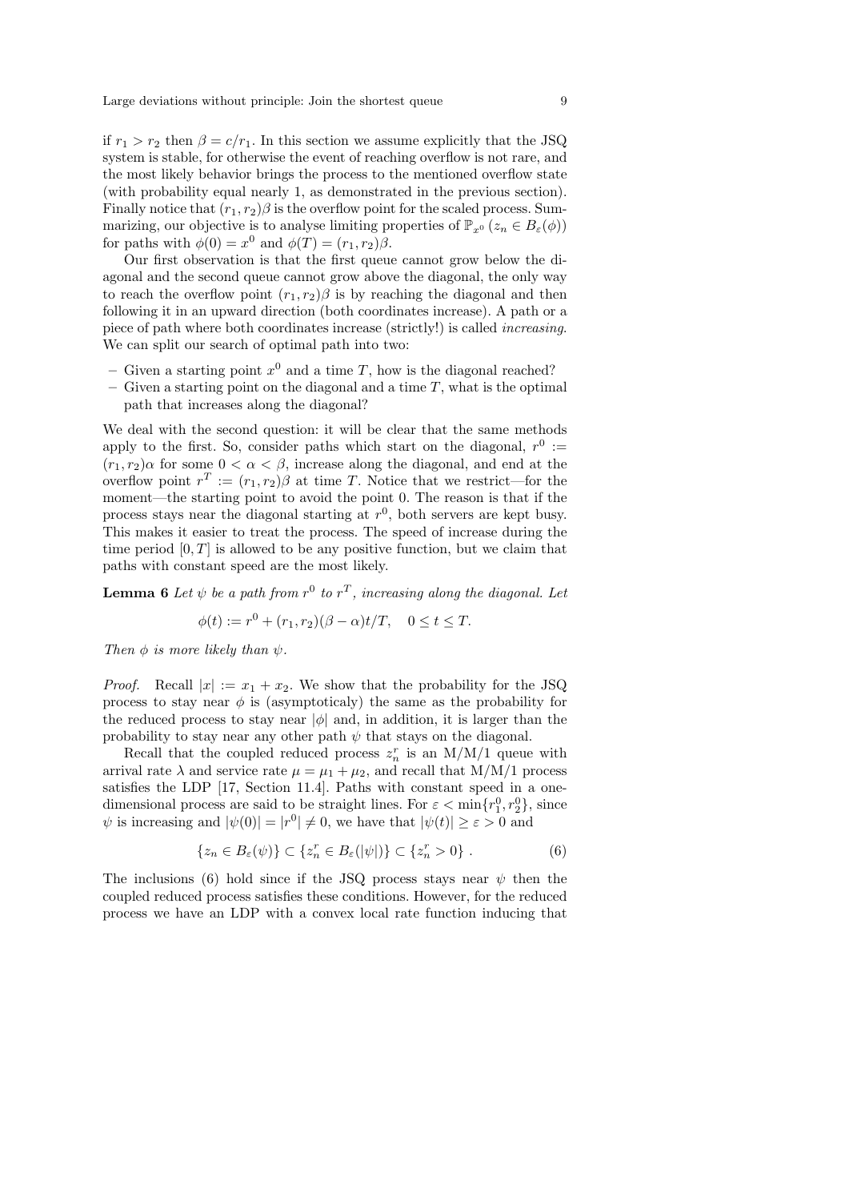if $r_1 > r_2$ then $\beta = c/r_1$. In this section we assume explicitly that the JSQ system is stable, for otherwise the event of reaching overflow is not rare, and the most likely behavior brings the process to the mentioned overflow state (with probability equal nearly 1, as demonstrated in the previous section). Finally notice that $(r_1, r_2)\beta$ is the overflow point for the scaled process. Summarizing, our objective is to analyse limiting properties of $\mathbb{P}_{x^0}(z_n \in B_\varepsilon(\phi))$ for paths with $\phi(0) = x^0$ and $\phi(T) = (r_1, r_2)\beta$.

Our first observation is that the first queue cannot grow below the diagonal and the second queue cannot grow above the diagonal, the only way to reach the overflow point $(r_1, r_2)\beta$ is by reaching the diagonal and then following it in an upward direction (both coordinates increase). A path or a piece of path where both coordinates increase (strictly!) is called *increasing*. We can split our search of optimal path into two:

- Given a starting point $x^0$ and a time $T$, how is the diagonal reached?
- Given a starting point on the diagonal and a time $T$, what is the optimal path that increases along the diagonal?

We deal with the second question: it will be clear that the same methods apply to the first. So, consider paths which start on the diagonal, $r^0 := (r_1, r_2)\alpha$ for some $0 < \alpha < \beta$, increase along the diagonal, and end at the overflow point $r^T := (r_1, r_2)\beta$ at time $T$. Notice that we restrict—for the moment—the starting point to avoid the point 0. The reason is that if the process stays near the diagonal starting at $r^0$, both servers are kept busy. This makes it easier to treat the process. The speed of increase during the time period $[0, T]$ is allowed to be any positive function, but we claim that paths with constant speed are the most likely.

**Lemma 6** *Let $\psi$ be a path from $r^0$ to $r^T$, increasing along the diagonal. Let*

$$\phi(t) := r^0 + (r_1, r_2)(\beta - \alpha)t/T, \quad 0 \le t \le T.$$

*Then $\phi$ is more likely than $\psi$.*

*Proof.* Recall $|x| := x_1 + x_2$. We show that the probability for the JSQ process to stay near $\phi$ is (asymptoticaly) the same as the probability for the reduced process to stay near $|\phi|$ and, in addition, it is larger than the probability to stay near any other path $\psi$ that stays on the diagonal.

Recall that the coupled reduced process $z_n^r$ is an M/M/1 queue with arrival rate $\lambda$ and service rate $\mu = \mu_1 + \mu_2$, and recall that M/M/1 process satisfies the LDP [17, Section 11.4]. Paths with constant speed in a one-dimensional process are said to be straight lines. For $\varepsilon < \min\{r_1^0, r_2^0\}$, since $\psi$ is increasing and $|\psi(0)| = |r^0| \neq 0$, we have that $|\psi(t)| \ge \varepsilon > 0$ and

$$\{z_n \in B_\varepsilon(\psi)\} \subset \{z_n^r \in B_\varepsilon(|\psi|)\} \subset \{z_n^r > 0\}\,. \tag{6}$$

The inclusions (6) hold since if the JSQ process stays near $\psi$ then the coupled reduced process satisfies these conditions. However, for the reduced process we have an LDP with a convex local rate function inducing that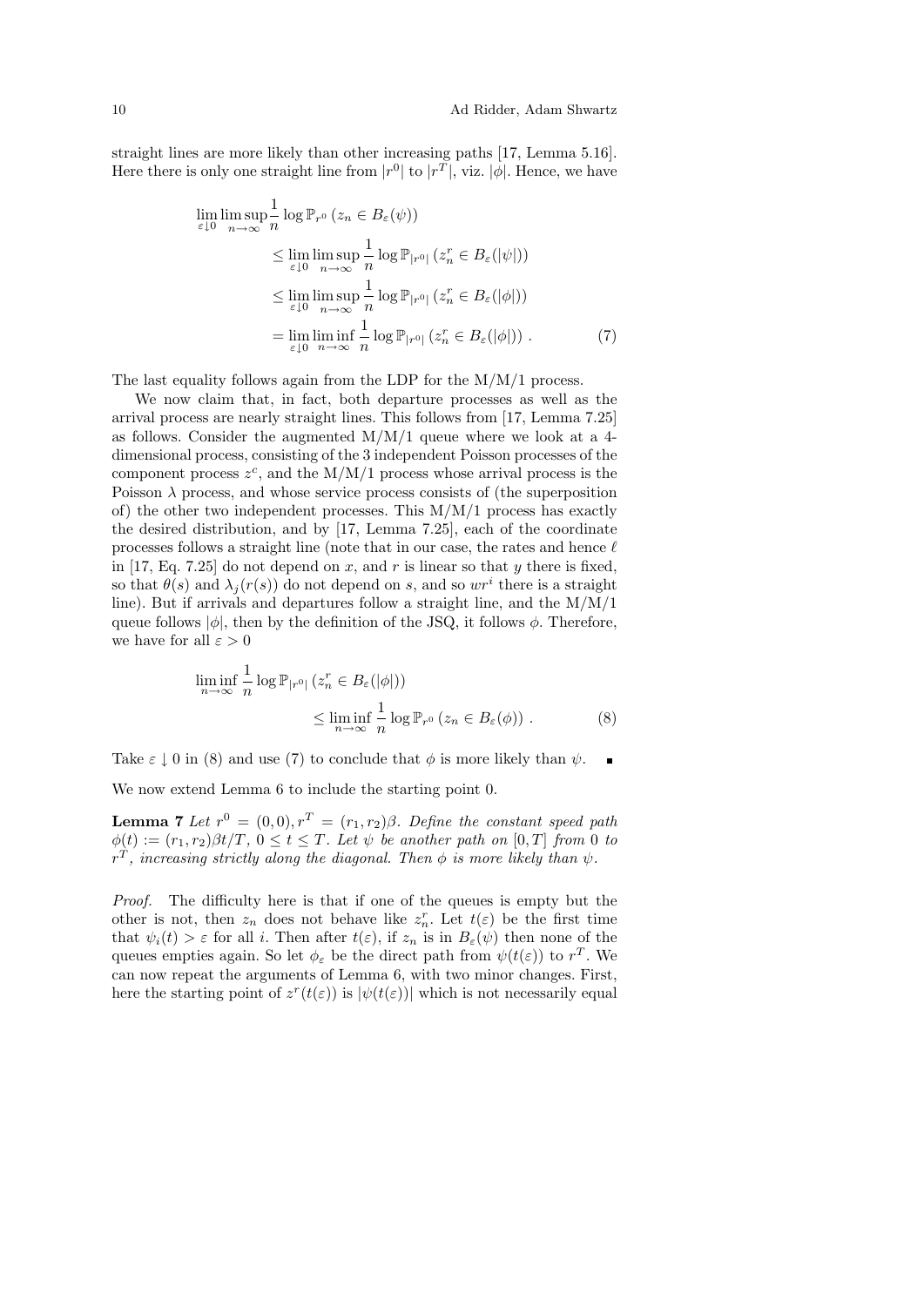straight lines are more likely than other increasing paths [17, Lemma 5.16]. Here there is only one straight line from $|r^0|$ to $|r^T|$, viz. $|\phi|$. Hence, we have

$$
\begin{aligned}
\lim_{\varepsilon \downarrow 0} \limsup_{n\to\infty} \frac{1}{n} \log \mathbb{P}_{r^0}\left(z_n \in B_\varepsilon(\psi)\right) & \\
&\leq \lim_{\varepsilon \downarrow 0} \limsup_{n\to\infty} \frac{1}{n} \log \mathbb{P}_{|r^0|}\left(z_n^r \in B_\varepsilon(|\psi|)\right) \\
&\leq \lim_{\varepsilon \downarrow 0} \limsup_{n\to\infty} \frac{1}{n} \log \mathbb{P}_{|r^0|}\left(z_n^r \in B_\varepsilon(|\phi|)\right) \\
&= \lim_{\varepsilon \downarrow 0} \liminf_{n\to\infty} \frac{1}{n} \log \mathbb{P}_{|r^0|}\left(z_n^r \in B_\varepsilon(|\phi|)\right) . \qquad (7)
\end{aligned}
$$

The last equality follows again from the LDP for the M/M/1 process.

We now claim that, in fact, both departure processes as well as the arrival process are nearly straight lines. This follows from [17, Lemma 7.25] as follows. Consider the augmented M/M/1 queue where we look at a 4-dimensional process, consisting of the 3 independent Poisson processes of the component process $z^c$, and the M/M/1 process whose arrival process is the Poisson $\lambda$ process, and whose service process consists of (the superposition of) the other two independent processes. This M/M/1 process has exactly the desired distribution, and by [17, Lemma 7.25], each of the coordinate processes follows a straight line (note that in our case, the rates and hence $\ell$ in [17, Eq. 7.25] do not depend on $x$, and $r$ is linear so that $y$ there is fixed, so that $\theta(s)$ and $\lambda_j(r(s))$ do not depend on $s$, and so $wr^i$ there is a straight line). But if arrivals and departures follow a straight line, and the M/M/1 queue follows $|\phi|$, then by the definition of the JSQ, it follows $\phi$. Therefore, we have for all $\varepsilon > 0$

$$
\begin{aligned}
\liminf_{n\to\infty} \frac{1}{n} \log \mathbb{P}_{|r^0|}\left(z_n^r \in B_\varepsilon(|\phi|)\right) & \\
&\leq \liminf_{n\to\infty} \frac{1}{n} \log \mathbb{P}_{r^0}\left(z_n \in B_\varepsilon(\phi)\right) . \qquad (8)
\end{aligned}
$$

Take $\varepsilon \downarrow 0$ in (8) and use (7) to conclude that $\phi$ is more likely than $\psi$. ∎

We now extend Lemma 6 to include the starting point 0.

**Lemma 7** *Let $r^0 = (0,0), r^T = (r_1, r_2)\beta$. Define the constant speed path $\phi(t) := (r_1, r_2)\beta t/T$, $0 \leq t \leq T$. Let $\psi$ be another path on $[0,T]$ from 0 to $r^T$, increasing strictly along the diagonal. Then $\phi$ is more likely than $\psi$.*

*Proof.* The difficulty here is that if one of the queues is empty but the other is not, then $z_n$ does not behave like $z_n^r$. Let $t(\varepsilon)$ be the first time that $\psi_i(t) > \varepsilon$ for all $i$. Then after $t(\varepsilon)$, if $z_n$ is in $B_\varepsilon(\psi)$ then none of the queues empties again. So let $\phi_\varepsilon$ be the direct path from $\psi(t(\varepsilon))$ to $r^T$. We can now repeat the arguments of Lemma 6, with two minor changes. First, here the starting point of $z^r(t(\varepsilon))$ is $|\psi(t(\varepsilon))|$ which is not necessarily equal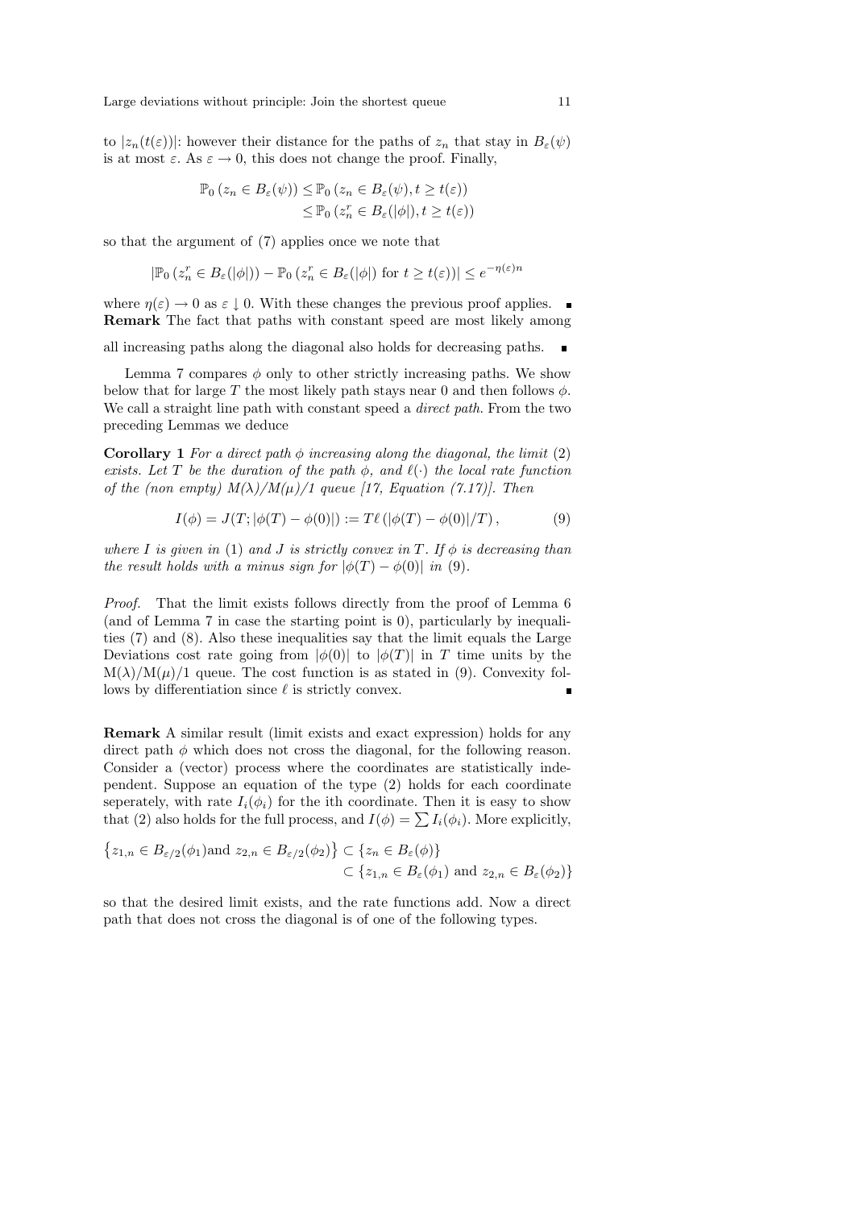to $|z_n(t(\varepsilon))|$: however their distance for the paths of $z_n$ that stay in $B_\varepsilon(\psi)$ is at most $\varepsilon$. As $\varepsilon \to 0$, this does not change the proof. Finally,

$$
\begin{aligned}
\mathbb{P}_0\left(z_n \in B_\varepsilon(\psi)\right) &\leq \mathbb{P}_0\left(z_n \in B_\varepsilon(\psi), t \geq t(\varepsilon)\right) \\
&\leq \mathbb{P}_0\left(z_n^r \in B_\varepsilon(|\phi|), t \geq t(\varepsilon)\right)
\end{aligned}
$$

so that the argument of (7) applies once we note that

$$
\left|\mathbb{P}_0\left(z_n^r \in B_\varepsilon(|\phi|)\right) - \mathbb{P}_0\left(z_n^r \in B_\varepsilon(|\phi|) \text{ for } t \geq t(\varepsilon)\right)\right| \leq e^{-\eta(\varepsilon)n}
$$

where $\eta(\varepsilon) \to 0$ as $\varepsilon \downarrow 0$. With these changes the previous proof applies. ∎

**Remark** The fact that paths with constant speed are most likely among all increasing paths along the diagonal also holds for decreasing paths. ∎

Lemma 7 compares $\phi$ only to other strictly increasing paths. We show below that for large $T$ the most likely path stays near 0 and then follows $\phi$. We call a straight line path with constant speed a *direct path*. From the two preceding Lemmas we deduce

**Corollary 1** *For a direct path $\phi$ increasing along the diagonal, the limit* (2) *exists. Let $T$ be the duration of the path $\phi$, and $\ell(\cdot)$ the local rate function of the (non empty) M($\lambda$)/M($\mu$)/1 queue [17, Equation (7.17)]. Then*

$$
I(\phi) = J(T; |\phi(T) - \phi(0)|) := T\ell\left(|\phi(T) - \phi(0)|/T\right), \tag{9}
$$

*where $I$ is given in* (1) *and $J$ is strictly convex in $T$. If $\phi$ is decreasing than the result holds with a minus sign for $|\phi(T) - \phi(0)|$ in* (9).

*Proof.* That the limit exists follows directly from the proof of Lemma 6 (and of Lemma 7 in case the starting point is 0), particularly by inequalities (7) and (8). Also these inequalities say that the limit equals the Large Deviations cost rate going from $|\phi(0)|$ to $|\phi(T)|$ in $T$ time units by the M($\lambda$)/M($\mu$)/1 queue. The cost function is as stated in (9). Convexity follows by differentiation since $\ell$ is strictly convex. ∎

**Remark** A similar result (limit exists and exact expression) holds for any direct path $\phi$ which does not cross the diagonal, for the following reason. Consider a (vector) process where the coordinates are statistically independent. Suppose an equation of the type (2) holds for each coordinate seperately, with rate $I_i(\phi_i)$ for the ith coordinate. Then it is easy to show that (2) also holds for the full process, and $I(\phi) = \sum I_i(\phi_i)$. More explicitly,

$$
\begin{aligned}
\left\{z_{1,n} \in B_{\varepsilon/2}(\phi_1) \text{and } z_{2,n} \in B_{\varepsilon/2}(\phi_2)\right\} &\subset \left\{z_n \in B_\varepsilon(\phi)\right\} \\
&\subset \left\{z_{1,n} \in B_\varepsilon(\phi_1) \text{ and } z_{2,n} \in B_\varepsilon(\phi_2)\right\}
\end{aligned}
$$

so that the desired limit exists, and the rate functions add. Now a direct path that does not cross the diagonal is of one of the following types.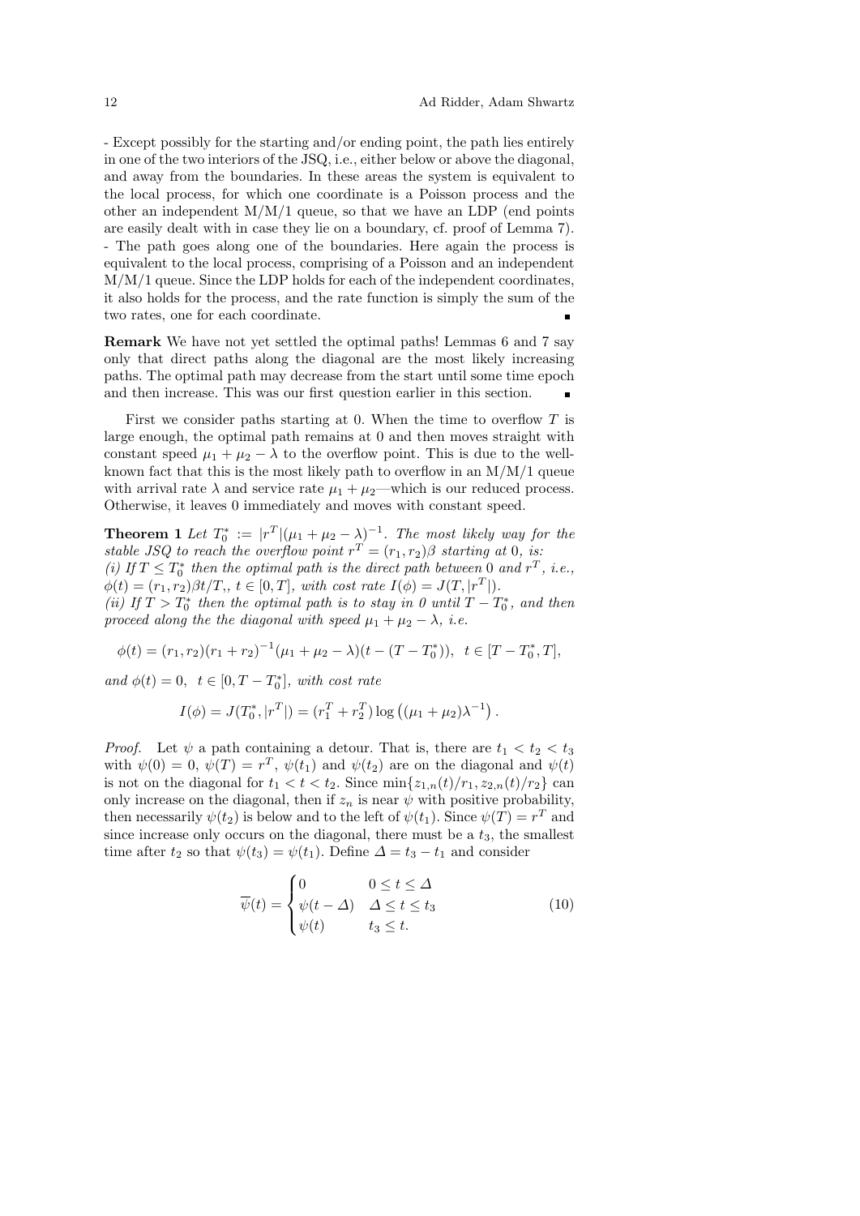- Except possibly for the starting and/or ending point, the path lies entirely in one of the two interiors of the JSQ, i.e., either below or above the diagonal, and away from the boundaries. In these areas the system is equivalent to the local process, for which one coordinate is a Poisson process and the other an independent M/M/1 queue, so that we have an LDP (end points are easily dealt with in case they lie on a boundary, cf. proof of Lemma 7).
- The path goes along one of the boundaries. Here again the process is equivalent to the local process, comprising of a Poisson and an independent M/M/1 queue. Since the LDP holds for each of the independent coordinates, it also holds for the process, and the rate function is simply the sum of the two rates, one for each coordinate. ∎

**Remark** We have not yet settled the optimal paths! Lemmas 6 and 7 say only that direct paths along the diagonal are the most likely increasing paths. The optimal path may decrease from the start until some time epoch and then increase. This was our first question earlier in this section. ∎

First we consider paths starting at 0. When the time to overflow $T$ is large enough, the optimal path remains at 0 and then moves straight with constant speed $\mu_1 + \mu_2 - \lambda$ to the overflow point. This is due to the well-known fact that this is the most likely path to overflow in an M/M/1 queue with arrival rate $\lambda$ and service rate $\mu_1 + \mu_2$—which is our reduced process. Otherwise, it leaves 0 immediately and moves with constant speed.

**Theorem 1** *Let $T_0^* := |r^T|(\mu_1 + \mu_2 - \lambda)^{-1}$. The most likely way for the stable JSQ to reach the overflow point $r^T = (r_1, r_2)\beta$ starting at 0, is:*
*(i) If $T \le T_0^*$ then the optimal path is the direct path between 0 and $r^T$, i.e., $\phi(t) = (r_1, r_2)\beta t/T,$, $t \in [0, T]$, with cost rate $I(\phi) = J(T, |r^T|)$.*
*(ii) If $T > T_0^*$ then the optimal path is to stay in 0 until $T - T_0^*$, and then proceed along the the diagonal with speed $\mu_1 + \mu_2 - \lambda$, i.e.*

$$\phi(t) = (r_1, r_2)(r_1 + r_2)^{-1}(\mu_1 + \mu_2 - \lambda)(t - (T - T_0^*)), \ \ t \in [T - T_0^*, T],$$

*and $\phi(t) = 0, \ \ t \in [0, T - T_0^*]$, with cost rate*

$$I(\phi) = J(T_0^*, |r^T|) = (r_1^T + r_2^T)\log\left((\mu_1 + \mu_2)\lambda^{-1}\right).$$

*Proof.* Let $\psi$ a path containing a detour. That is, there are $t_1 < t_2 < t_3$ with $\psi(0) = 0$, $\psi(T) = r^T$, $\psi(t_1)$ and $\psi(t_2)$ are on the diagonal and $\psi(t)$ is not on the diagonal for $t_1 < t < t_2$. Since $\min\{z_{1,n}(t)/r_1, z_{2,n}(t)/r_2\}$ can only increase on the diagonal, then if $z_n$ is near $\psi$ with positive probability, then necessarily $\psi(t_2)$ is below and to the left of $\psi(t_1)$. Since $\psi(T) = r^T$ and since increase only occurs on the diagonal, there must be a $t_3$, the smallest time after $t_2$ so that $\psi(t_3) = \psi(t_1)$. Define $\Delta = t_3 - t_1$ and consider

$$\overline{\psi}(t) = \begin{cases} 0 & 0 \le t \le \Delta \\ \psi(t - \Delta) & \Delta \le t \le t_3 \\ \psi(t) & t_3 \le t. \end{cases} \tag{10}$$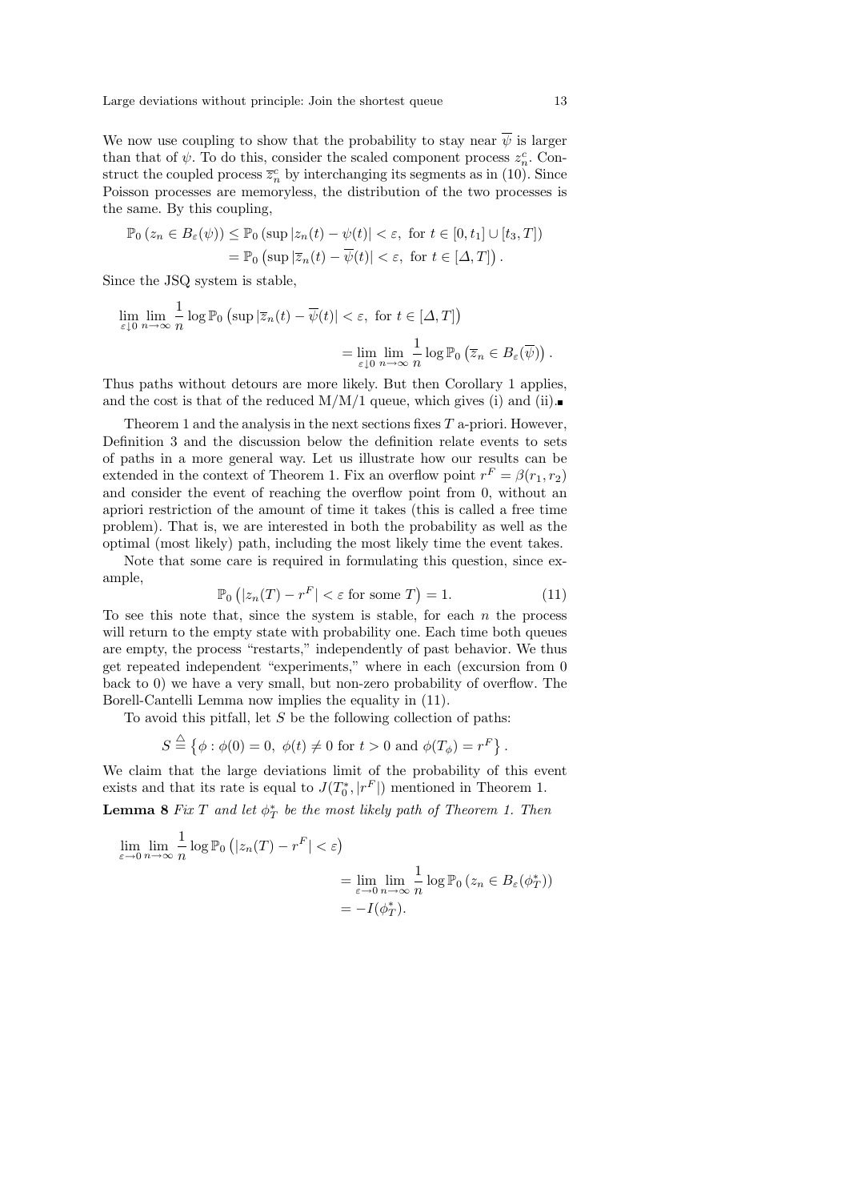We now use coupling to show that the probability to stay near $\overline{\psi}$ is larger than that of $\psi$. To do this, consider the scaled component process $z_n^c$. Construct the coupled process $\overline{z}_n^c$ by interchanging its segments as in (10). Since Poisson processes are memoryless, the distribution of the two processes is the same. By this coupling,

$$
\begin{aligned}
\mathbb{P}_0\left(z_n \in B_\varepsilon(\psi)\right) &\leq \mathbb{P}_0\left(\sup |z_n(t) - \psi(t)| < \varepsilon, \text{ for } t \in [0, t_1] \cup [t_3, T]\right) \\
&= \mathbb{P}_0\left(\sup |\overline{z}_n(t) - \overline{\psi}(t)| < \varepsilon, \text{ for } t \in [\Delta, T]\right).
\end{aligned}
$$

Since the JSQ system is stable,

$$
\begin{aligned}
\lim_{\varepsilon \downarrow 0} \lim_{n \to \infty} \frac{1}{n} \log \mathbb{P}_0 & \left(\sup |\overline{z}_n(t) - \overline{\psi}(t)| < \varepsilon, \text{ for } t \in [\Delta, T]\right) \\
&= \lim_{\varepsilon \downarrow 0} \lim_{n \to \infty} \frac{1}{n} \log \mathbb{P}_0\left(\overline{z}_n \in B_\varepsilon(\overline{\psi})\right).
\end{aligned}
$$

Thus paths without detours are more likely. But then Corollary 1 applies, and the cost is that of the reduced M/M/1 queue, which gives (i) and (ii).∎

Theorem 1 and the analysis in the next sections fixes $T$ a-priori. However, Definition 3 and the discussion below the definition relate events to sets of paths in a more general way. Let us illustrate how our results can be extended in the context of Theorem 1. Fix an overflow point $r^F = \beta(r_1, r_2)$ and consider the event of reaching the overflow point from 0, without an apriori restriction of the amount of time it takes (this is called a free time problem). That is, we are interested in both the probability as well as the optimal (most likely) path, including the most likely time the event takes.

Note that some care is required in formulating this question, since example,

$$
\mathbb{P}_0\left(|z_n(T) - r^F| < \varepsilon \text{ for some } T\right) = 1. \tag{11}
$$

To see this note that, since the system is stable, for each $n$ the process will return to the empty state with probability one. Each time both queues are empty, the process "restarts," independently of past behavior. We thus get repeated independent "experiments," where in each (excursion from 0 back to 0) we have a very small, but non-zero probability of overflow. The Borell-Cantelli Lemma now implies the equality in (11).

To avoid this pitfall, let $S$ be the following collection of paths:

$$
S \stackrel{\triangle}{=} \left\{\phi : \phi(0) = 0,\ \phi(t) \neq 0 \text{ for } t > 0 \text{ and } \phi(T_\phi) = r^F\right\}.
$$

We claim that the large deviations limit of the probability of this event exists and that its rate is equal to $J(T_0^*, |r^F|)$ mentioned in Theorem 1.

**Lemma 8** *Fix $T$ and let $\phi_T^*$ be the most likely path of Theorem 1. Then*

$$
\begin{aligned}
\lim_{\varepsilon \to 0} \lim_{n \to \infty} \frac{1}{n} \log \mathbb{P}_0 & \left(|z_n(T) - r^F| < \varepsilon\right) \\
&= \lim_{\varepsilon \to 0} \lim_{n \to \infty} \frac{1}{n} \log \mathbb{P}_0\left(z_n \in B_\varepsilon(\phi_T^*)\right) \\
&= -I(\phi_T^*).
\end{aligned}
$$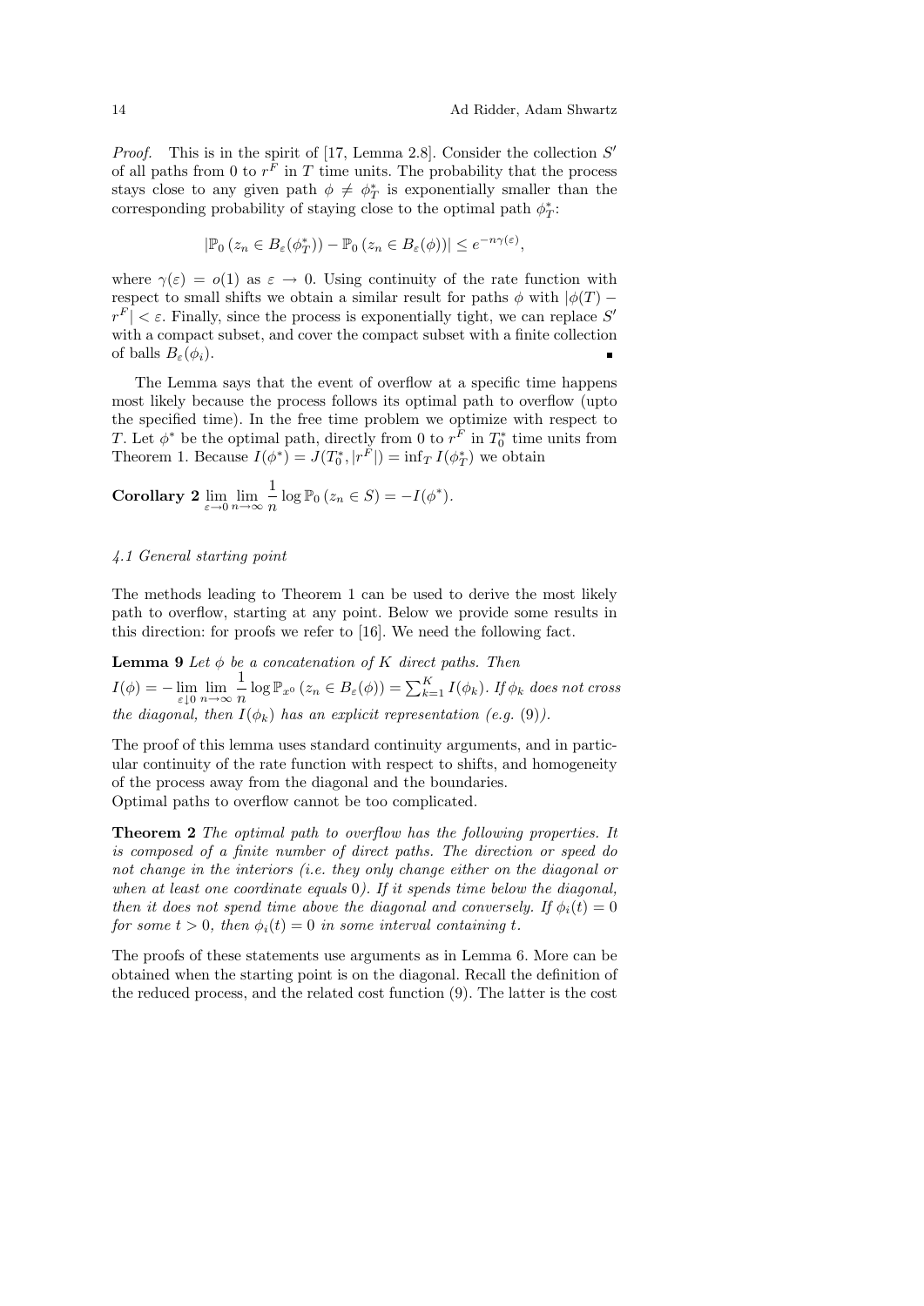*Proof.* This is in the spirit of [17, Lemma 2.8]. Consider the collection $S'$ of all paths from 0 to $r^F$ in $T$ time units. The probability that the process stays close to any given path $\phi \neq \phi^*_T$ is exponentially smaller than the corresponding probability of staying close to the optimal path $\phi^*_T$:

$$|\mathbb{P}_0\left(z_n \in B_\varepsilon(\phi^*_T)\right) - \mathbb{P}_0\left(z_n \in B_\varepsilon(\phi)\right)| \leq e^{-n\gamma(\varepsilon)},$$

where $\gamma(\varepsilon) = o(1)$ as $\varepsilon \to 0$. Using continuity of the rate function with respect to small shifts we obtain a similar result for paths $\phi$ with $|\phi(T) - r^F| < \varepsilon$. Finally, since the process is exponentially tight, we can replace $S'$ with a compact subset, and cover the compact subset with a finite collection of balls $B_\varepsilon(\phi_i)$. ∎

The Lemma says that the event of overflow at a specific time happens most likely because the process follows its optimal path to overflow (upto the specified time). In the free time problem we optimize with respect to $T$. Let $\phi^*$ be the optimal path, directly from 0 to $r^F$ in $T^*_0$ time units from Theorem 1. Because $I(\phi^*) = J(T^*_0, |r^F|) = \inf_T I(\phi^*_T)$ we obtain

**Corollary 2** $\lim\limits_{\varepsilon\to 0}\lim\limits_{n\to\infty}\dfrac{1}{n}\log \mathbb{P}_0\left(z_n \in S\right) = -I(\phi^*)$.

### *4.1 General starting point*

The methods leading to Theorem 1 can be used to derive the most likely path to overflow, starting at any point. Below we provide some results in this direction: for proofs we refer to [16]. We need the following fact.

**Lemma 9** *Let $\phi$ be a concatenation of $K$ direct paths. Then* $I(\phi) = -\lim\limits_{\varepsilon\downarrow 0}\lim\limits_{n\to\infty}\dfrac{1}{n}\log \mathbb{P}_{x^0}\left(z_n \in B_\varepsilon(\phi)\right) = \sum_{k=1}^K I(\phi_k)$. *If $\phi_k$ does not cross the diagonal, then $I(\phi_k)$ has an explicit representation (e.g. (9)).*

The proof of this lemma uses standard continuity arguments, and in particular continuity of the rate function with respect to shifts, and homogeneity of the process away from the diagonal and the boundaries.
Optimal paths to overflow cannot be too complicated.

**Theorem 2** *The optimal path to overflow has the following properties. It is composed of a finite number of direct paths. The direction or speed do not change in the interiors (i.e. they only change either on the diagonal or when at least one coordinate equals* 0*). If it spends time below the diagonal, then it does not spend time above the diagonal and conversely. If $\phi_i(t) = 0$ for some $t > 0$, then $\phi_i(t) = 0$ in some interval containing $t$.*

The proofs of these statements use arguments as in Lemma 6. More can be obtained when the starting point is on the diagonal. Recall the definition of the reduced process, and the related cost function (9). The latter is the cost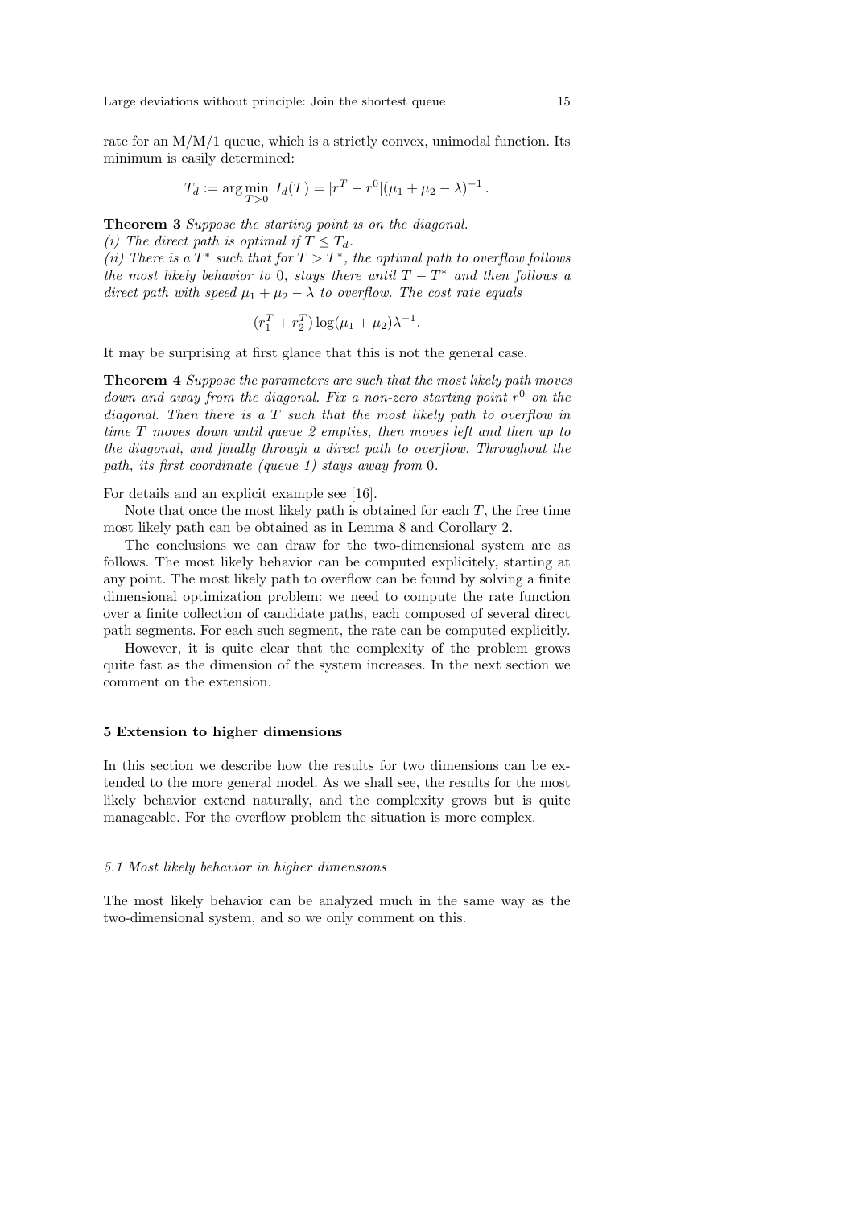rate for an M/M/1 queue, which is a strictly convex, unimodal function. Its minimum is easily determined:

$$T_d := \arg\min_{T>0} \, I_d(T) = |r^T - r^0|(\mu_1 + \mu_2 - \lambda)^{-1}\,.$$

**Theorem 3** *Suppose the starting point is on the diagonal.*
*(i) The direct path is optimal if $T \leq T_d$.*
*(ii) There is a $T^*$ such that for $T > T^*$, the optimal path to overflow follows the most likely behavior to 0, stays there until $T - T^*$ and then follows a direct path with speed $\mu_1 + \mu_2 - \lambda$ to overflow. The cost rate equals*

$$(r_1^T + r_2^T)\log(\mu_1 + \mu_2)\lambda^{-1}.$$

It may be surprising at first glance that this is not the general case.

**Theorem 4** *Suppose the parameters are such that the most likely path moves down and away from the diagonal. Fix a non-zero starting point $r^0$ on the diagonal. Then there is a $T$ such that the most likely path to overflow in time $T$ moves down until queue 2 empties, then moves left and then up to the diagonal, and finally through a direct path to overflow. Throughout the path, its first coordinate (queue 1) stays away from 0.*

For details and an explicit example see [16].

Note that once the most likely path is obtained for each $T$, the free time most likely path can be obtained as in Lemma 8 and Corollary 2.

The conclusions we can draw for the two-dimensional system are as follows. The most likely behavior can be computed explicitely, starting at any point. The most likely path to overflow can be found by solving a finite dimensional optimization problem: we need to compute the rate function over a finite collection of candidate paths, each composed of several direct path segments. For each such segment, the rate can be computed explicitly.

However, it is quite clear that the complexity of the problem grows quite fast as the dimension of the system increases. In the next section we comment on the extension.

## 5 Extension to higher dimensions

In this section we describe how the results for two dimensions can be extended to the more general model. As we shall see, the results for the most likely behavior extend naturally, and the complexity grows but is quite manageable. For the overflow problem the situation is more complex.

### *5.1 Most likely behavior in higher dimensions*

The most likely behavior can be analyzed much in the same way as the two-dimensional system, and so we only comment on this.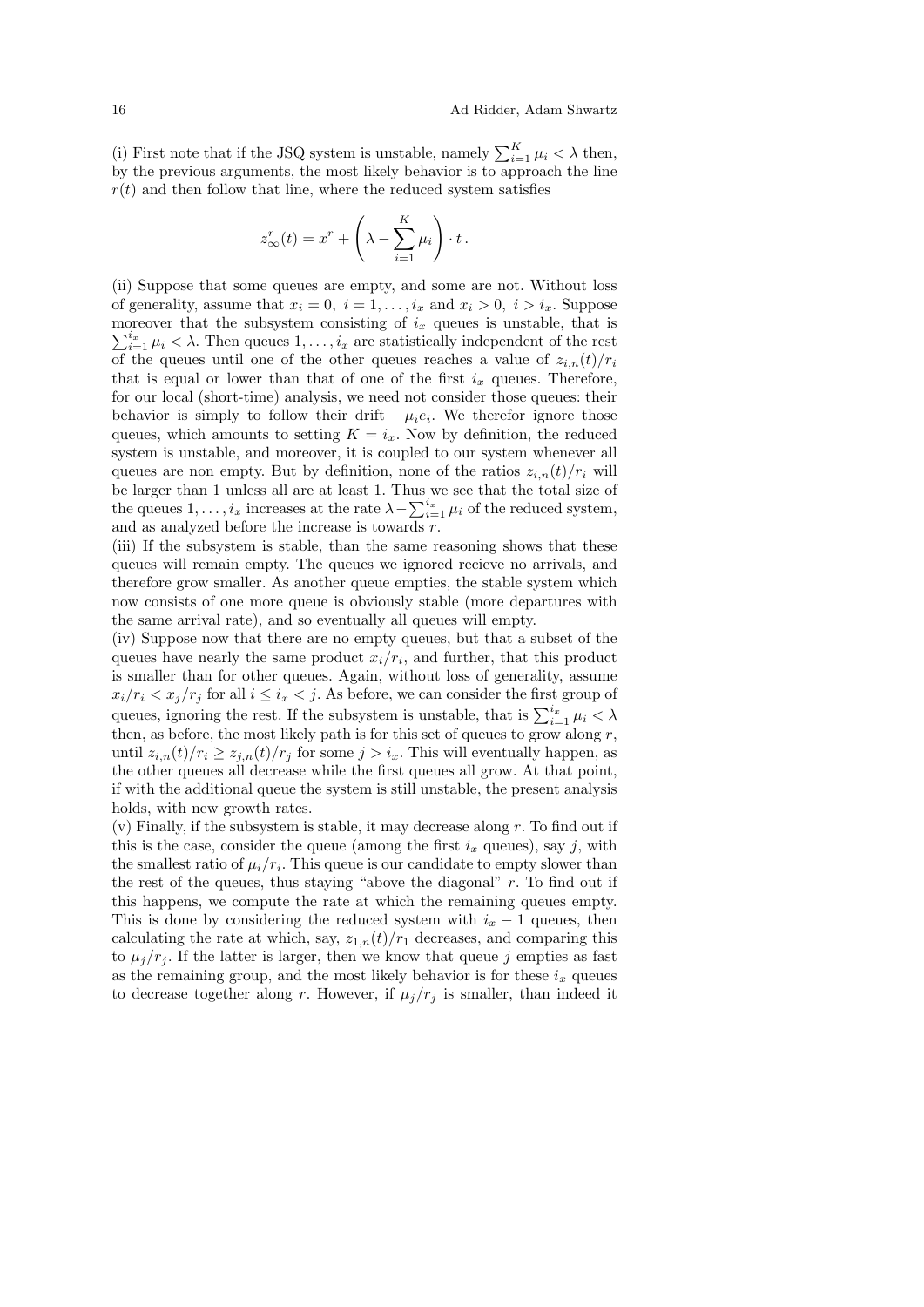(i) First note that if the JSQ system is unstable, namely $\sum_{i=1}^K \mu_i < \lambda$ then, by the previous arguments, the most likely behavior is to approach the line $r(t)$ and then follow that line, where the reduced system satisfies

$$z^r_\infty(t) = x^r + \left(\lambda - \sum_{i=1}^K \mu_i\right) \cdot t \,.$$

(ii) Suppose that some queues are empty, and some are not. Without loss of generality, assume that $x_i = 0,\ i = 1, \ldots, i_x$ and $x_i > 0,\ i > i_x$. Suppose moreover that the subsystem consisting of $i_x$ queues is unstable, that is $\sum_{i=1}^{i_x} \mu_i < \lambda$. Then queues $1, \ldots, i_x$ are statistically independent of the rest of the queues until one of the other queues reaches a value of $z_{i,n}(t)/r_i$ that is equal or lower than that of one of the first $i_x$ queues. Therefore, for our local (short-time) analysis, we need not consider those queues: their behavior is simply to follow their drift $-\mu_i e_i$. We therefor ignore those queues, which amounts to setting $K = i_x$. Now by definition, the reduced system is unstable, and moreover, it is coupled to our system whenever all queues are non empty. But by definition, none of the ratios $z_{i,n}(t)/r_i$ will be larger than 1 unless all are at least 1. Thus we see that the total size of the queues $1, \ldots, i_x$ increases at the rate $\lambda - \sum_{i=1}^{i_x} \mu_i$ of the reduced system, and as analyzed before the increase is towards $r$.

(iii) If the subsystem is stable, than the same reasoning shows that these queues will remain empty. The queues we ignored recieve no arrivals, and therefore grow smaller. As another queue empties, the stable system which now consists of one more queue is obviously stable (more departures with the same arrival rate), and so eventually all queues will empty.

(iv) Suppose now that there are no empty queues, but that a subset of the queues have nearly the same product $x_i/r_i$, and further, that this product is smaller than for other queues. Again, without loss of generality, assume $x_i/r_i < x_j/r_j$ for all $i \le i_x < j$. As before, we can consider the first group of queues, ignoring the rest. If the subsystem is unstable, that is $\sum_{i=1}^{i_x} \mu_i < \lambda$ then, as before, the most likely path is for this set of queues to grow along $r$, until $z_{i,n}(t)/r_i \ge z_{j,n}(t)/r_j$ for some $j > i_x$. This will eventually happen, as the other queues all decrease while the first queues all grow. At that point, if with the additional queue the system is still unstable, the present analysis holds, with new growth rates.

(v) Finally, if the subsystem is stable, it may decrease along $r$. To find out if this is the case, consider the queue (among the first $i_x$ queues), say $j$, with the smallest ratio of $\mu_i/r_i$. This queue is our candidate to empty slower than the rest of the queues, thus staying "above the diagonal" $r$. To find out if this happens, we compute the rate at which the remaining queues empty. This is done by considering the reduced system with $i_x - 1$ queues, then calculating the rate at which, say, $z_{1,n}(t)/r_1$ decreases, and comparing this to $\mu_j/r_j$. If the latter is larger, then we know that queue $j$ empties as fast as the remaining group, and the most likely behavior is for these $i_x$ queues to decrease together along $r$. However, if $\mu_j/r_j$ is smaller, than indeed it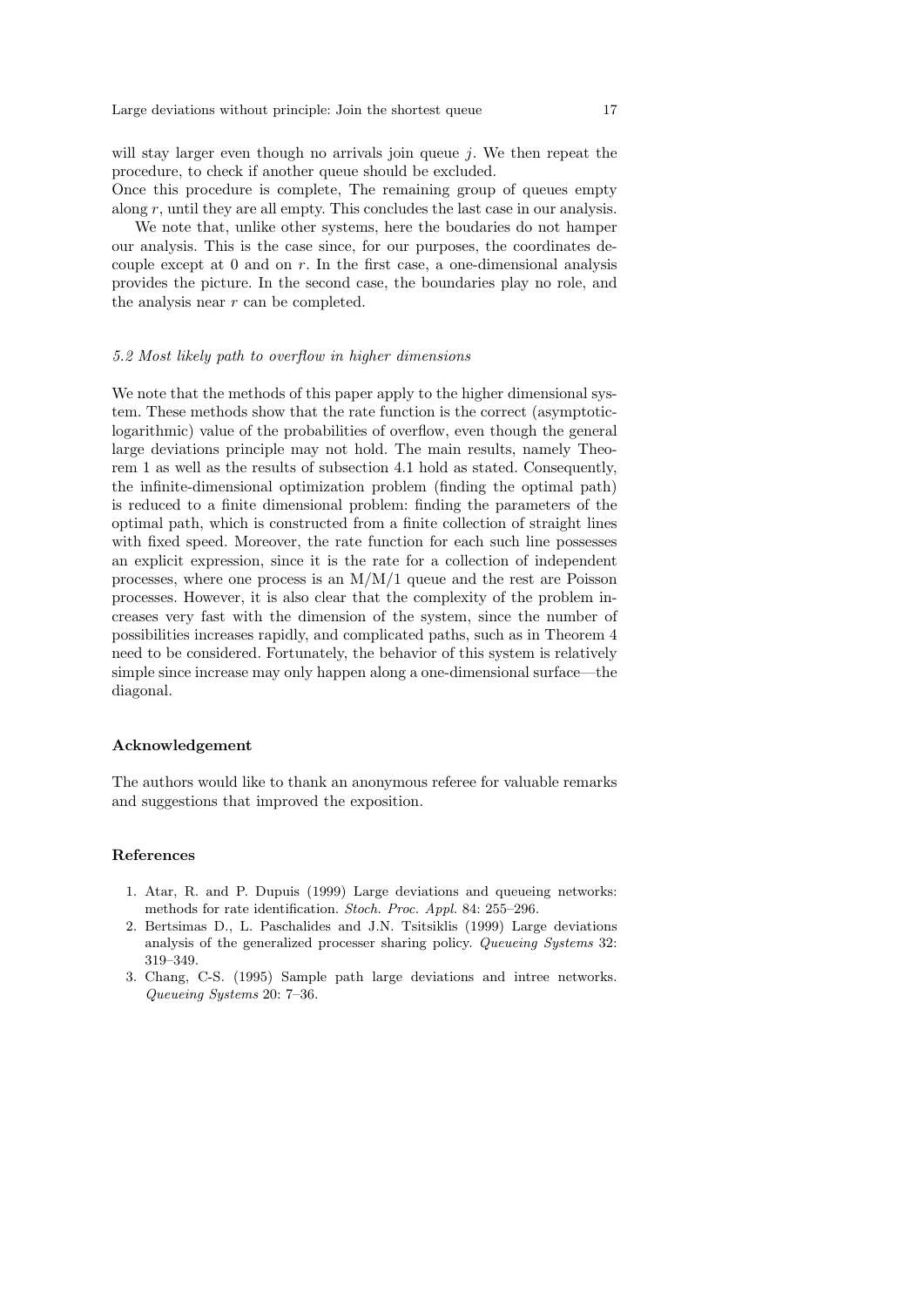will stay larger even though no arrivals join queue $j$. We then repeat the procedure, to check if another queue should be excluded.
Once this procedure is complete, The remaining group of queues empty along $r$, until they are all empty. This concludes the last case in our analysis.

We note that, unlike other systems, here the boudaries do not hamper our analysis. This is the case since, for our purposes, the coordinates decouple except at 0 and on $r$. In the first case, a one-dimensional analysis provides the picture. In the second case, the boundaries play no role, and the analysis near $r$ can be completed.

*5.2 Most likely path to overflow in higher dimensions*

We note that the methods of this paper apply to the higher dimensional system. These methods show that the rate function is the correct (asymptotic-logarithmic) value of the probabilities of overflow, even though the general large deviations principle may not hold. The main results, namely Theorem 1 as well as the results of subsection 4.1 hold as stated. Consequently, the infinite-dimensional optimization problem (finding the optimal path) is reduced to a finite dimensional problem: finding the parameters of the optimal path, which is constructed from a finite collection of straight lines with fixed speed. Moreover, the rate function for each such line possesses an explicit expression, since it is the rate for a collection of independent processes, where one process is an M/M/1 queue and the rest are Poisson processes. However, it is also clear that the complexity of the problem increases very fast with the dimension of the system, since the number of possibilities increases rapidly, and complicated paths, such as in Theorem 4 need to be considered. Fortunately, the behavior of this system is relatively simple since increase may only happen along a one-dimensional surface—the diagonal.

## Acknowledgement

The authors would like to thank an anonymous referee for valuable remarks and suggestions that improved the exposition.

## References

1. Atar, R. and P. Dupuis (1999) Large deviations and queueing networks: methods for rate identification. *Stoch. Proc. Appl.* 84: 255–296.
2. Bertsimas D., L. Paschalides and J.N. Tsitsiklis (1999) Large deviations analysis of the generalized processer sharing policy. *Queueing Systems* 32: 319–349.
3. Chang, C-S. (1995) Sample path large deviations and intree networks. *Queueing Systems* 20: 7–36.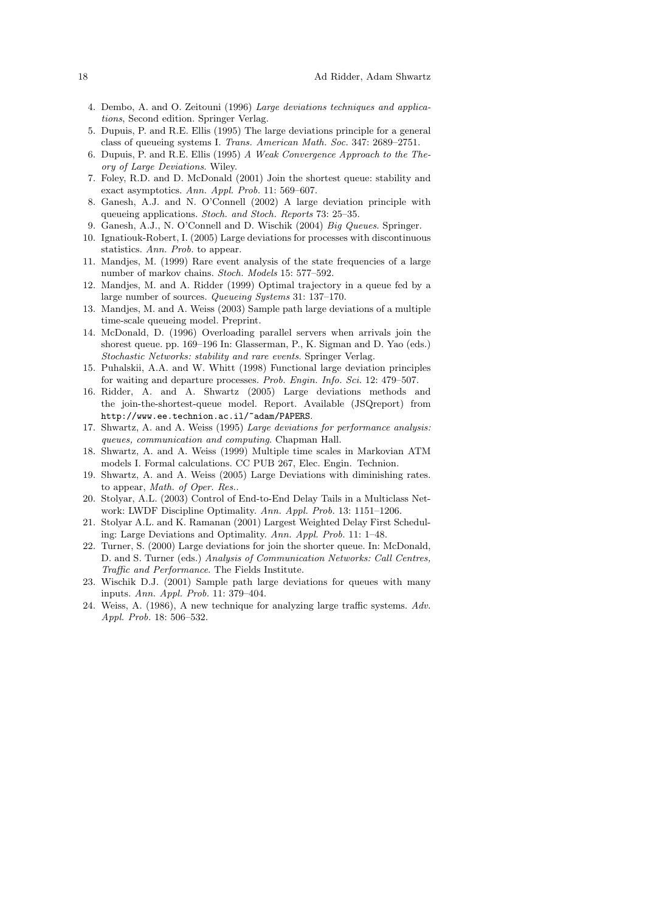4. Dembo, A. and O. Zeitouni (1996) *Large deviations techniques and applications*, Second edition. Springer Verlag.
5. Dupuis, P. and R.E. Ellis (1995) The large deviations principle for a general class of queueing systems I. *Trans. American Math. Soc.* 347: 2689–2751.
6. Dupuis, P. and R.E. Ellis (1995) *A Weak Convergence Approach to the Theory of Large Deviations*. Wiley.
7. Foley, R.D. and D. McDonald (2001) Join the shortest queue: stability and exact asymptotics. *Ann. Appl. Prob.* 11: 569–607.
8. Ganesh, A.J. and N. O'Connell (2002) A large deviation principle with queueing applications. *Stoch. and Stoch. Reports* 73: 25–35.
9. Ganesh, A.J., N. O'Connell and D. Wischik (2004) *Big Queues*. Springer.
10. Ignatiouk-Robert, I. (2005) Large deviations for processes with discontinuous statistics. *Ann. Prob.* to appear.
11. Mandjes, M. (1999) Rare event analysis of the state frequencies of a large number of markov chains. *Stoch. Models* 15: 577–592.
12. Mandjes, M. and A. Ridder (1999) Optimal trajectory in a queue fed by a large number of sources. *Queueing Systems* 31: 137–170.
13. Mandjes, M. and A. Weiss (2003) Sample path large deviations of a multiple time-scale queueing model. Preprint.
14. McDonald, D. (1996) Overloading parallel servers when arrivals join the shortest queue. pp. 169–196 In: Glasserman, P., K. Sigman and D. Yao (eds.) *Stochastic Networks: stability and rare events*. Springer Verlag.
15. Puhalskii, A.A. and W. Whitt (1998) Functional large deviation principles for waiting and departure processes. *Prob. Engin. Info. Sci.* 12: 479–507.
16. Ridder, A. and A. Shwartz (2005) Large deviations methods and the join-the-shortest-queue model. Report. Available (JSQreport) from http://www.ee.technion.ac.il/~adam/PAPERS.
17. Shwartz, A. and A. Weiss (1995) *Large deviations for performance analysis: queues, communication and computing*. Chapman Hall.
18. Shwartz, A. and A. Weiss (1999) Multiple time scales in Markovian ATM models I. Formal calculations. CC PUB 267, Elec. Engin. Technion.
19. Shwartz, A. and A. Weiss (2005) Large Deviations with diminishing rates. to appear, *Math. of Oper. Res.*.
20. Stolyar, A.L. (2003) Control of End-to-End Delay Tails in a Multiclass Network: LWDF Discipline Optimality. *Ann. Appl. Prob.* 13: 1151–1206.
21. Stolyar A.L. and K. Ramanan (2001) Largest Weighted Delay First Scheduling: Large Deviations and Optimality. *Ann. Appl. Prob.* 11: 1–48.
22. Turner, S. (2000) Large deviations for join the shorter queue. In: McDonald, D. and S. Turner (eds.) *Analysis of Communication Networks: Call Centres, Traffic and Performance*. The Fields Institute.
23. Wischik D.J. (2001) Sample path large deviations for queues with many inputs. *Ann. Appl. Prob.* 11: 379–404.
24. Weiss, A. (1986), A new technique for analyzing large traffic systems. *Adv. Appl. Prob.* 18: 506–532.